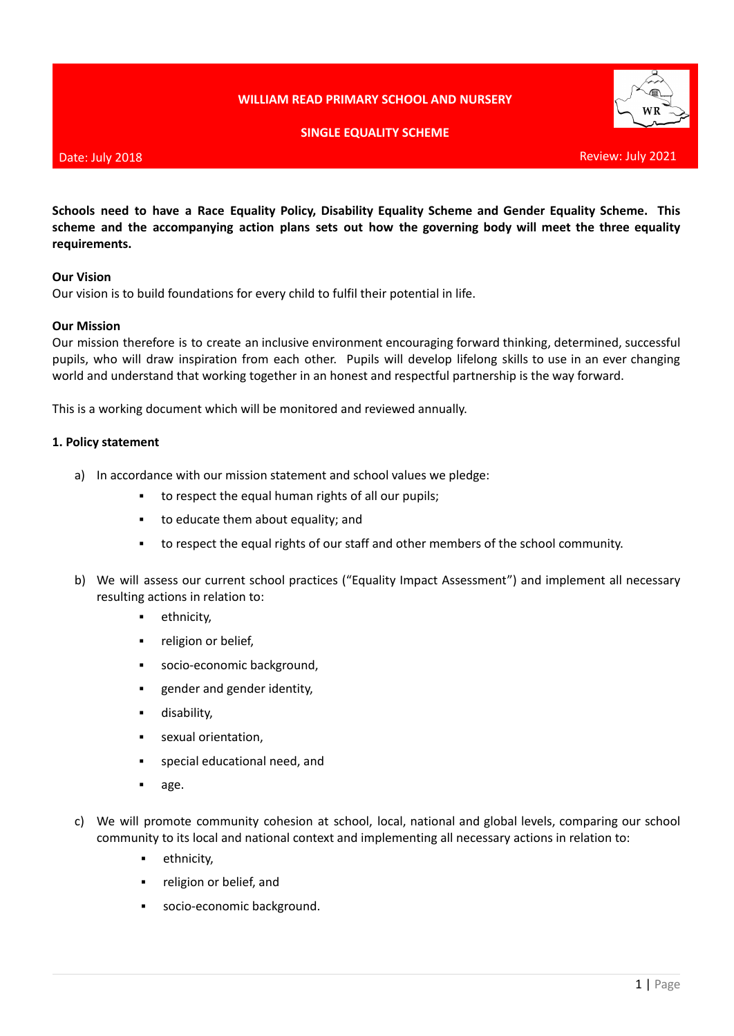# WILLIAM READ PRIMARY SCHOOL AND NURSERY

## SINGLE EQUALITY SCHEME

Date: July 2018

Review: July 2021

**Schools need to have a Race Equality Policy, Disability Equality Scheme and Gender Equality Scheme. This scheme and the accompanying action plans sets out how the governing body will meet the three equality requirements.**

**Our Vision**

Our vision is to build foundations for every child to fulfil their potential in life.

**Our Mission**

Our mission therefore is to create an inclusive environment encouraging forward thinking, determined, successful pupils, who will draw inspiration from each other. Pupils will develop lifelong skills to use in an ever changing world and understand that working together in an honest and respectful partnership is the way forward.

This is a working document which will be monitored and reviewed annually.

**1. Policy statement**

a) In accordance with our mission statement and school values we pledge:
   - to respect the equal human rights of all our pupils;
   - to educate them about equality; and
   - to respect the equal rights of our staff and other members of the school community.

b) We will assess our current school practices ("Equality Impact Assessment") and implement all necessary resulting actions in relation to:
   - ethnicity,
   - religion or belief,
   - socio-economic background,
   - gender and gender identity,
   - disability,
   - sexual orientation,
   - special educational need, and
   - age.

c) We will promote community cohesion at school, local, national and global levels, comparing our school community to its local and national context and implementing all necessary actions in relation to:
   - ethnicity,
   - religion or belief, and
   - socio-economic background.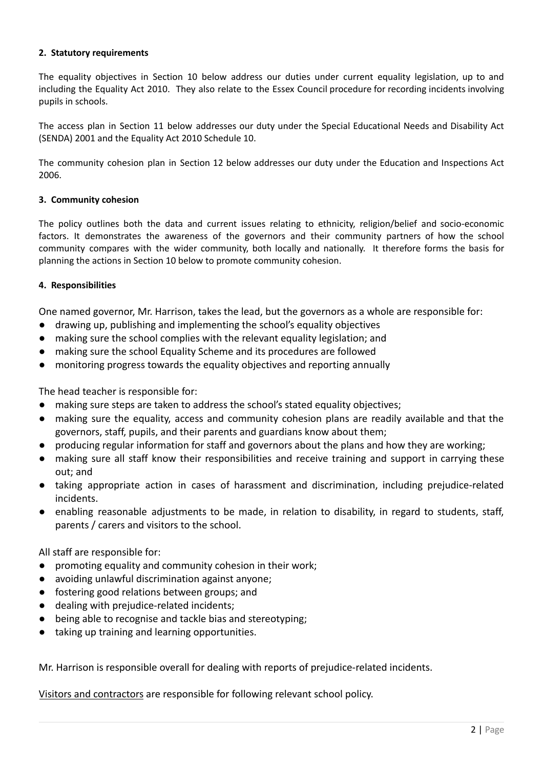**2. Statutory requirements**

The equality objectives in Section 10 below address our duties under current equality legislation, up to and including the Equality Act 2010. They also relate to the Essex Council procedure for recording incidents involving pupils in schools.

The access plan in Section 11 below addresses our duty under the Special Educational Needs and Disability Act (SENDA) 2001 and the Equality Act 2010 Schedule 10.

The community cohesion plan in Section 12 below addresses our duty under the Education and Inspections Act 2006.

**3. Community cohesion**

The policy outlines both the data and current issues relating to ethnicity, religion/belief and socio-economic factors. It demonstrates the awareness of the governors and their community partners of how the school community compares with the wider community, both locally and nationally. It therefore forms the basis for planning the actions in Section 10 below to promote community cohesion.

**4. Responsibilities**

One named governor, Mr. Harrison, takes the lead, but the governors as a whole are responsible for:

- drawing up, publishing and implementing the school's equality objectives
- making sure the school complies with the relevant equality legislation; and
- making sure the school Equality Scheme and its procedures are followed
- monitoring progress towards the equality objectives and reporting annually

The head teacher is responsible for:

- making sure steps are taken to address the school's stated equality objectives;
- making sure the equality, access and community cohesion plans are readily available and that the governors, staff, pupils, and their parents and guardians know about them;
- producing regular information for staff and governors about the plans and how they are working;
- making sure all staff know their responsibilities and receive training and support in carrying these out; and
- taking appropriate action in cases of harassment and discrimination, including prejudice-related incidents.
- enabling reasonable adjustments to be made, in relation to disability, in regard to students, staff, parents / carers and visitors to the school.

All staff are responsible for:

- promoting equality and community cohesion in their work;
- avoiding unlawful discrimination against anyone;
- fostering good relations between groups; and
- dealing with prejudice-related incidents;
- being able to recognise and tackle bias and stereotyping;
- taking up training and learning opportunities.

Mr. Harrison is responsible overall for dealing with reports of prejudice-related incidents.

Visitors and contractors are responsible for following relevant school policy.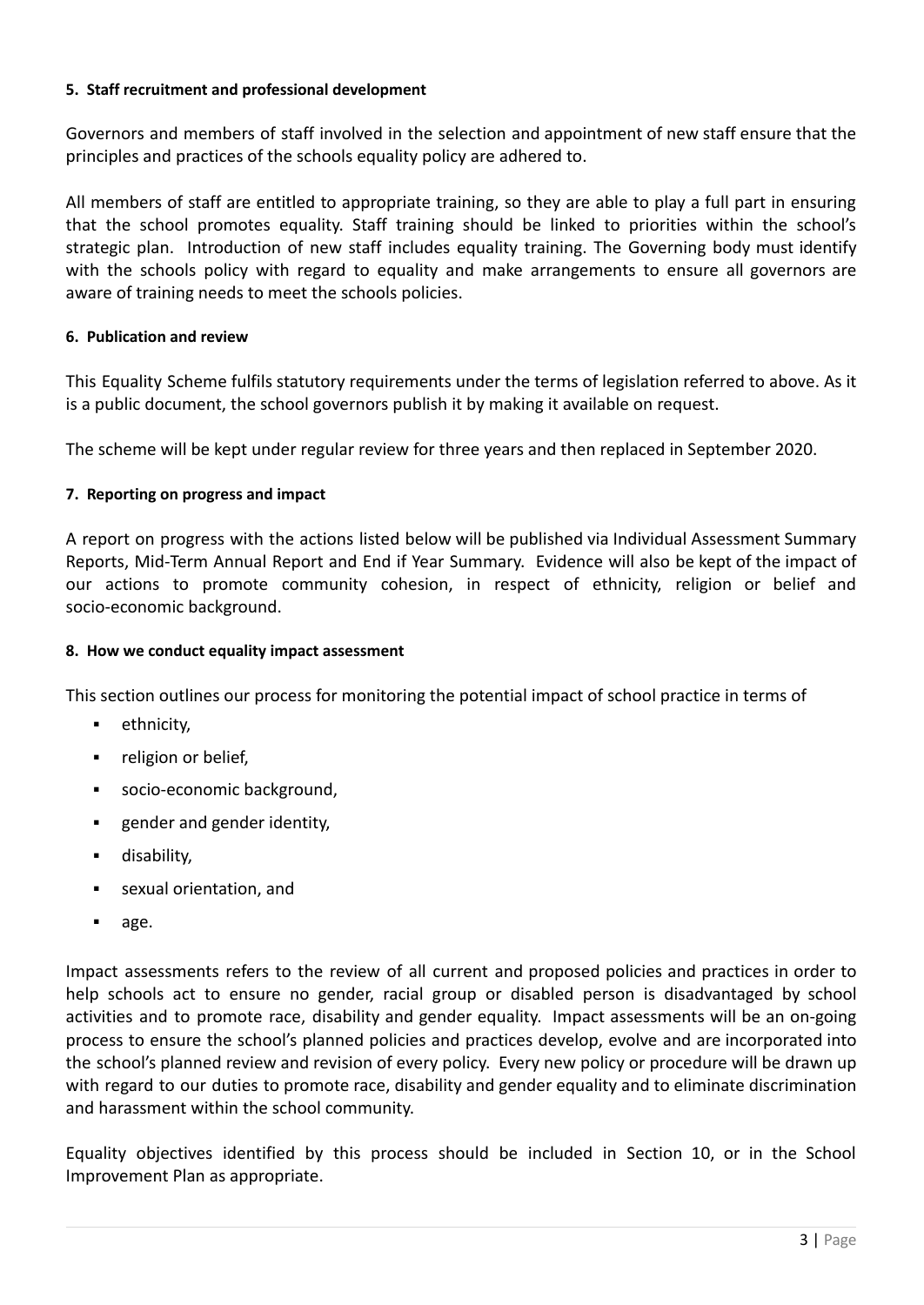**5. Staff recruitment and professional development**

Governors and members of staff involved in the selection and appointment of new staff ensure that the principles and practices of the schools equality policy are adhered to.

All members of staff are entitled to appropriate training, so they are able to play a full part in ensuring that the school promotes equality. Staff training should be linked to priorities within the school's strategic plan. Introduction of new staff includes equality training. The Governing body must identify with the schools policy with regard to equality and make arrangements to ensure all governors are aware of training needs to meet the schools policies.

**6. Publication and review**

This Equality Scheme fulfils statutory requirements under the terms of legislation referred to above. As it is a public document, the school governors publish it by making it available on request.

The scheme will be kept under regular review for three years and then replaced in September 2020.

**7. Reporting on progress and impact**

A report on progress with the actions listed below will be published via Individual Assessment Summary Reports, Mid-Term Annual Report and End if Year Summary. Evidence will also be kept of the impact of our actions to promote community cohesion, in respect of ethnicity, religion or belief and socio-economic background.

**8. How we conduct equality impact assessment**

This section outlines our process for monitoring the potential impact of school practice in terms of

- ethnicity,
- religion or belief,
- socio-economic background,
- gender and gender identity,
- disability,
- sexual orientation, and
- age.

Impact assessments refers to the review of all current and proposed policies and practices in order to help schools act to ensure no gender, racial group or disabled person is disadvantaged by school activities and to promote race, disability and gender equality. Impact assessments will be an on-going process to ensure the school's planned policies and practices develop, evolve and are incorporated into the school's planned review and revision of every policy. Every new policy or procedure will be drawn up with regard to our duties to promote race, disability and gender equality and to eliminate discrimination and harassment within the school community.

Equality objectives identified by this process should be included in Section 10, or in the School Improvement Plan as appropriate.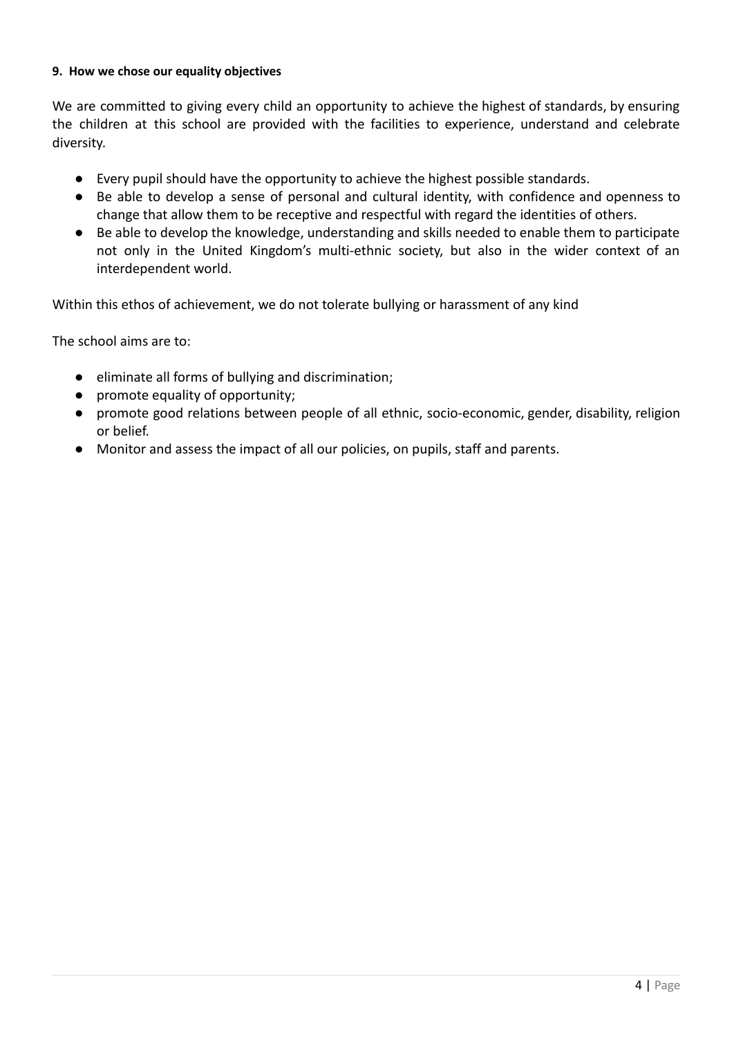**9. How we chose our equality objectives**

We are committed to giving every child an opportunity to achieve the highest of standards, by ensuring the children at this school are provided with the facilities to experience, understand and celebrate diversity.

- Every pupil should have the opportunity to achieve the highest possible standards.
- Be able to develop a sense of personal and cultural identity, with confidence and openness to change that allow them to be receptive and respectful with regard the identities of others.
- Be able to develop the knowledge, understanding and skills needed to enable them to participate not only in the United Kingdom's multi-ethnic society, but also in the wider context of an interdependent world.

Within this ethos of achievement, we do not tolerate bullying or harassment of any kind

The school aims are to:

- eliminate all forms of bullying and discrimination;
- promote equality of opportunity;
- promote good relations between people of all ethnic, socio-economic, gender, disability, religion or belief.
- Monitor and assess the impact of all our policies, on pupils, staff and parents.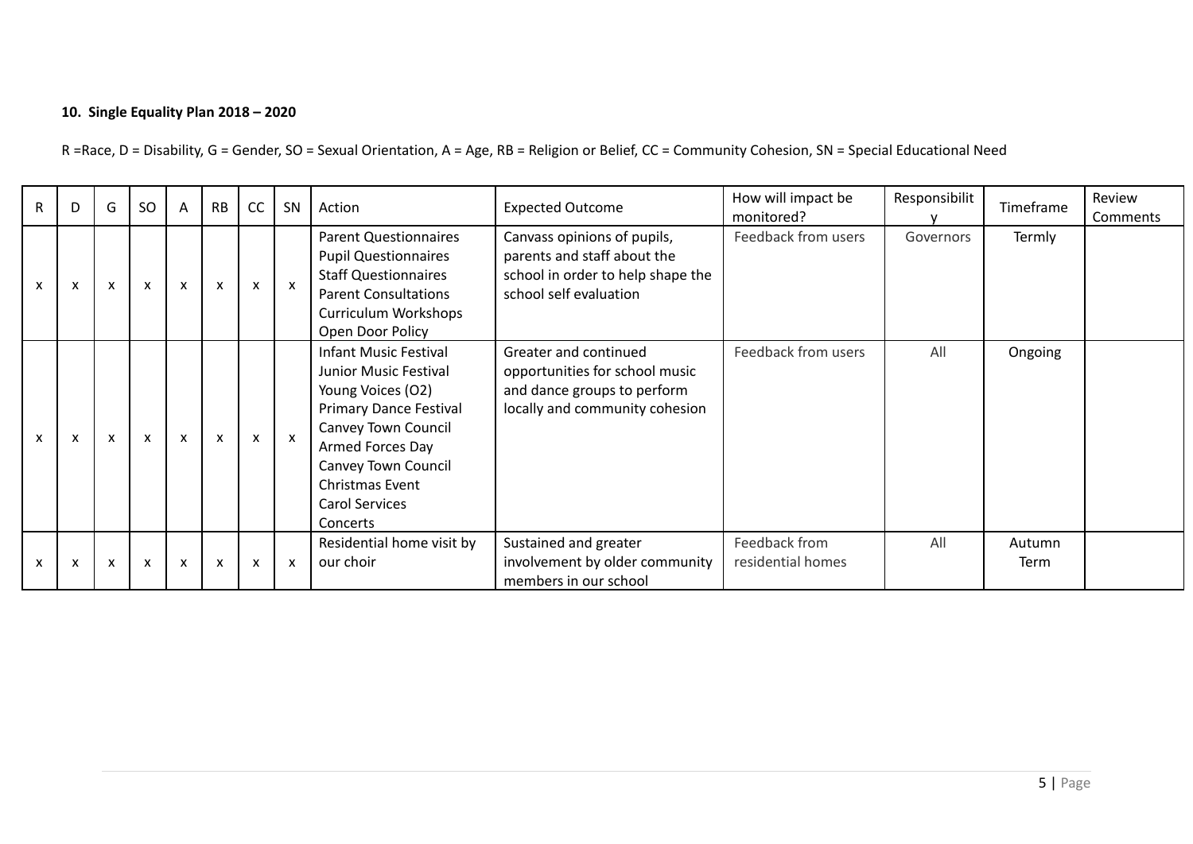**10. Single Equality Plan 2018 – 2020**

R =Race, D = Disability, G = Gender, SO = Sexual Orientation, A = Age, RB = Religion or Belief, CC = Community Cohesion, SN = Special Educational Need

| R | D | G | SO | A | RB | CC | SN | Action | Expected Outcome | How will impact be monitored? | Responsibility | Timeframe | Review Comments |
|---|---|---|---|---|---|---|---|---|---|---|---|---|---|
| x | x | x | x | x | x | x | x | Parent Questionnaires<br>Pupil Questionnaires<br>Staff Questionnaires<br>Parent Consultations<br>Curriculum Workshops<br>Open Door Policy | Canvass opinions of pupils, parents and staff about the school in order to help shape the school self evaluation | Feedback from users | Governors | Termly | |
| x | x | x | x | x | x | x | x | Infant Music Festival<br>Junior Music Festival<br>Young Voices (O2)<br>Primary Dance Festival<br>Canvey Town Council Armed Forces Day<br>Canvey Town Council Christmas Event<br>Carol Services<br>Concerts | Greater and continued opportunities for school music and dance groups to perform locally and community cohesion | Feedback from users | All | Ongoing | |
| x | x | x | x | x | x | x | x | Residential home visit by our choir | Sustained and greater involvement by older community members in our school | Feedback from residential homes | All | Autumn Term | |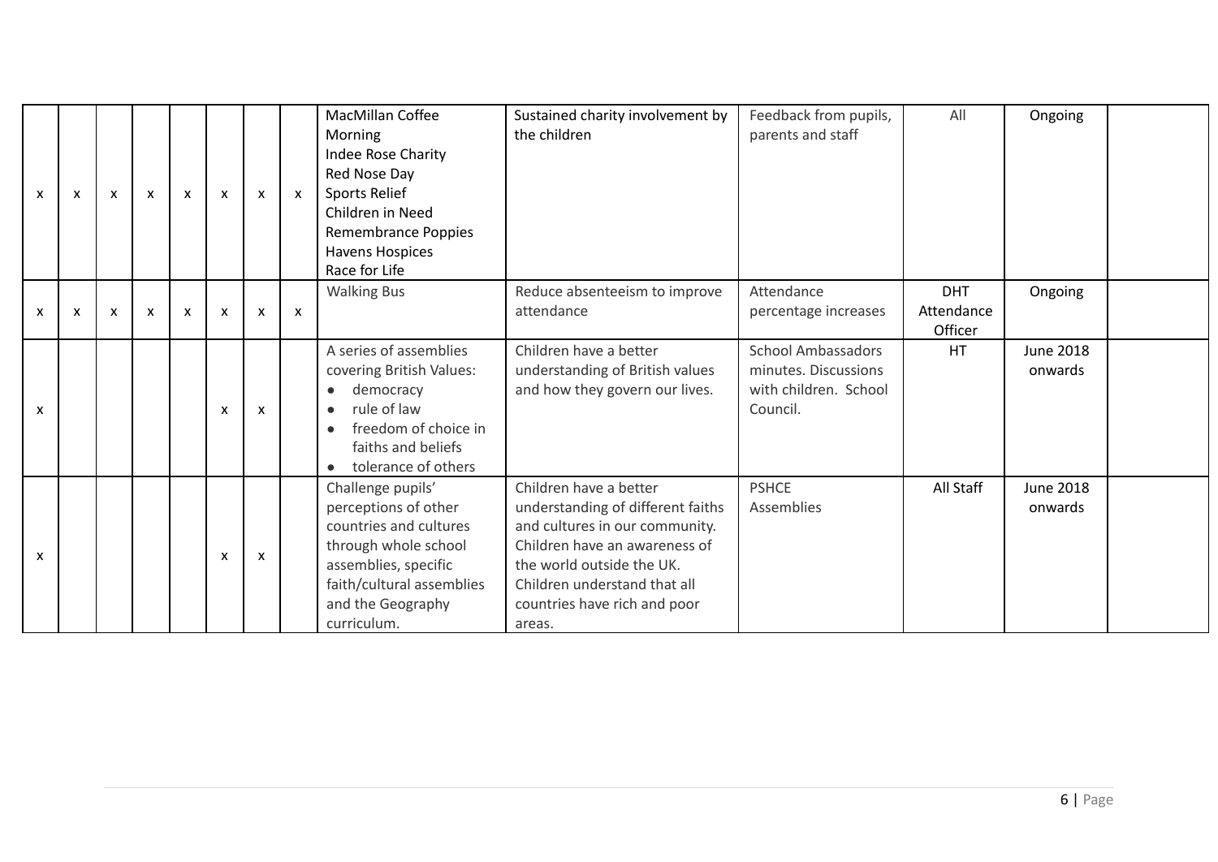| | | | | | | | | | | | | | |
|---|---|---|---|---|---|---|---|---|---|---|---|---|---|
| x | x | x | x | x | x | x | x | MacMillan Coffee Morning<br>Indee Rose Charity<br>Red Nose Day<br>Sports Relief<br>Children in Need<br>Remembrance Poppies<br>Havens Hospices<br>Race for Life | Sustained charity involvement by the children | Feedback from pupils, parents and staff | All | Ongoing | |
| x | x | x | x | x | x | x | x | Walking Bus | Reduce absenteeism to improve attendance | Attendance percentage increases | DHT Attendance Officer | Ongoing | |
| x | | | | | x | x | | A series of assemblies covering British Values:<br>• democracy<br>• rule of law<br>• freedom of choice in faiths and beliefs<br>• tolerance of others | Children have a better understanding of British values and how they govern our lives. | School Ambassadors minutes. Discussions with children. School Council. | HT | June 2018 onwards | |
| x | | | | | x | x | | Challenge pupils' perceptions of other countries and cultures through whole school assemblies, specific faith/cultural assemblies and the Geography curriculum. | Children have a better understanding of different faiths and cultures in our community. Children have an awareness of the world outside the UK. Children understand that all countries have rich and poor areas. | PSHCE<br>Assemblies | All Staff | June 2018 onwards | |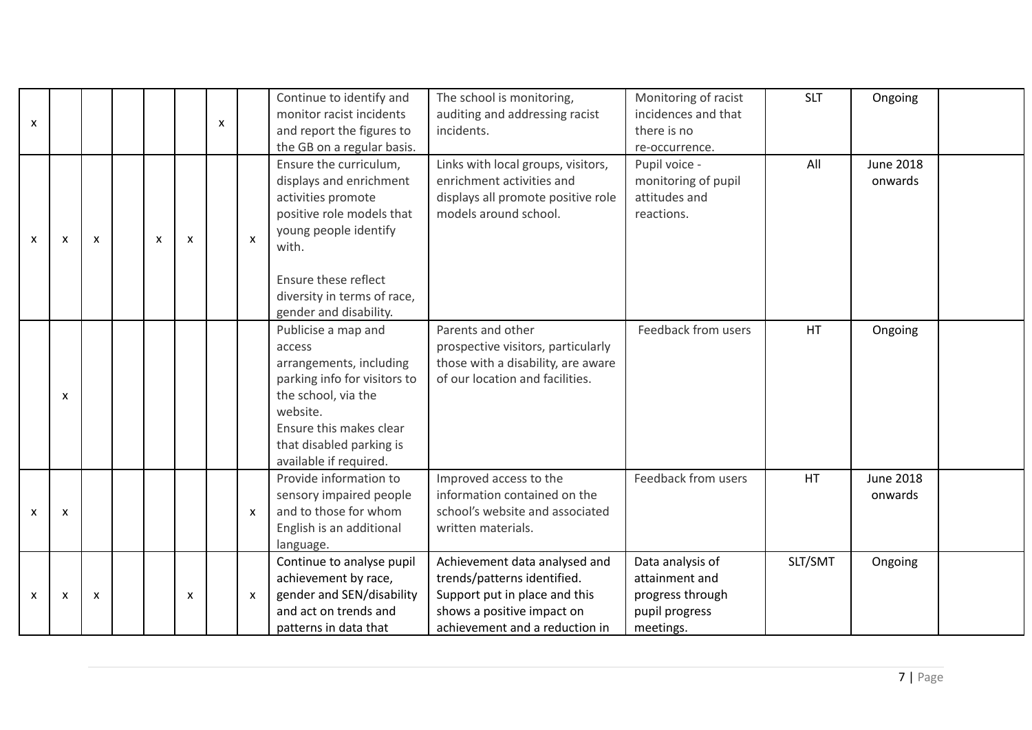| | | | | | | | | | | | | | |
|---|---|---|---|---|---|---|---|---|---|---|---|---|---|
| x | | | | | | x | | Continue to identify and monitor racist incidents and report the figures to the GB on a regular basis. | The school is monitoring, auditing and addressing racist incidents. | Monitoring of racist incidences and that there is no re-occurrence. | SLT | Ongoing | |
| x | x | x | | x | x | | x | Ensure the curriculum, displays and enrichment activities promote positive role models that young people identify with.<br><br>Ensure these reflect diversity in terms of race, gender and disability. | Links with local groups, visitors, enrichment activities and displays all promote positive role models around school. | Pupil voice - monitoring of pupil attitudes and reactions. | All | June 2018 onwards | |
| | x | | | | | | | Publicise a map and access arrangements, including parking info for visitors to the school, via the website.<br>Ensure this makes clear that disabled parking is available if required. | Parents and other prospective visitors, particularly those with a disability, are aware of our location and facilities. | Feedback from users | HT | Ongoing | |
| x | x | | | | | | x | Provide information to sensory impaired people and to those for whom English is an additional language. | Improved access to the information contained on the school's website and associated written materials. | Feedback from users | HT | June 2018 onwards | |
| x | x | x | | | x | | x | Continue to analyse pupil achievement by race, gender and SEN/disability and act on trends and patterns in data that | Achievement data analysed and trends/patterns identified. Support put in place and this shows a positive impact on achievement and a reduction in | Data analysis of attainment and progress through pupil progress meetings. | SLT/SMT | Ongoing | |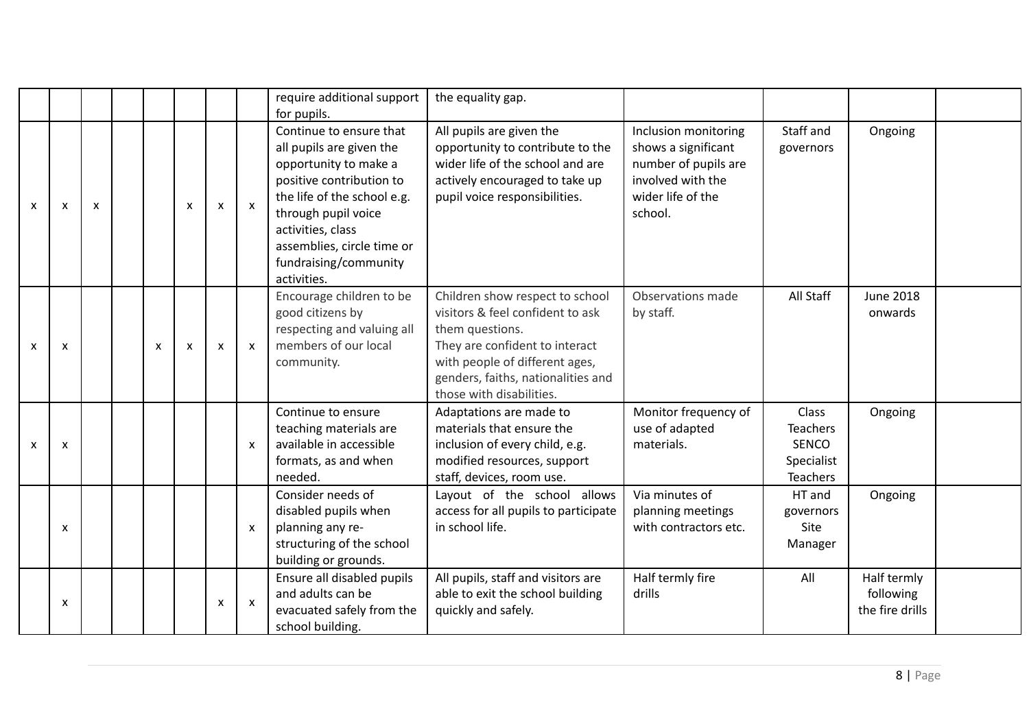| | | | | | | | | | | | | | |
|---|---|---|---|---|---|---|---|---|---|---|---|---|---|
| | | | | | | | | require additional support for pupils. | the equality gap. | | | | |
| x | x | x | | | x | x | x | Continue to ensure that all pupils are given the opportunity to make a positive contribution to the life of the school e.g. through pupil voice activities, class assemblies, circle time or fundraising/community activities. | All pupils are given the opportunity to contribute to the wider life of the school and are actively encouraged to take up pupil voice responsibilities. | Inclusion monitoring shows a significant number of pupils are involved with the wider life of the school. | Staff and governors | Ongoing | |
| x | x | | | x | x | x | x | Encourage children to be good citizens by respecting and valuing all members of our local community. | Children show respect to school visitors & feel confident to ask them questions.<br>They are confident to interact with people of different ages, genders, faiths, nationalities and those with disabilities. | Observations made by staff. | All Staff | June 2018 onwards | |
| x | x | | | | | | x | Continue to ensure teaching materials are available in accessible formats, as and when needed. | Adaptations are made to materials that ensure the inclusion of every child, e.g. modified resources, support staff, devices, room use. | Monitor frequency of use of adapted materials. | Class Teachers SENCO Specialist Teachers | Ongoing | |
| | x | | | | | | x | Consider needs of disabled pupils when planning any re-structuring of the school building or grounds. | Layout of the school allows access for all pupils to participate in school life. | Via minutes of planning meetings with contractors etc. | HT and governors Site Manager | Ongoing | |
| | x | | | | | x | x | Ensure all disabled pupils and adults can be evacuated safely from the school building. | All pupils, staff and visitors are able to exit the school building quickly and safely. | Half termly fire drills | All | Half termly following the fire drills | |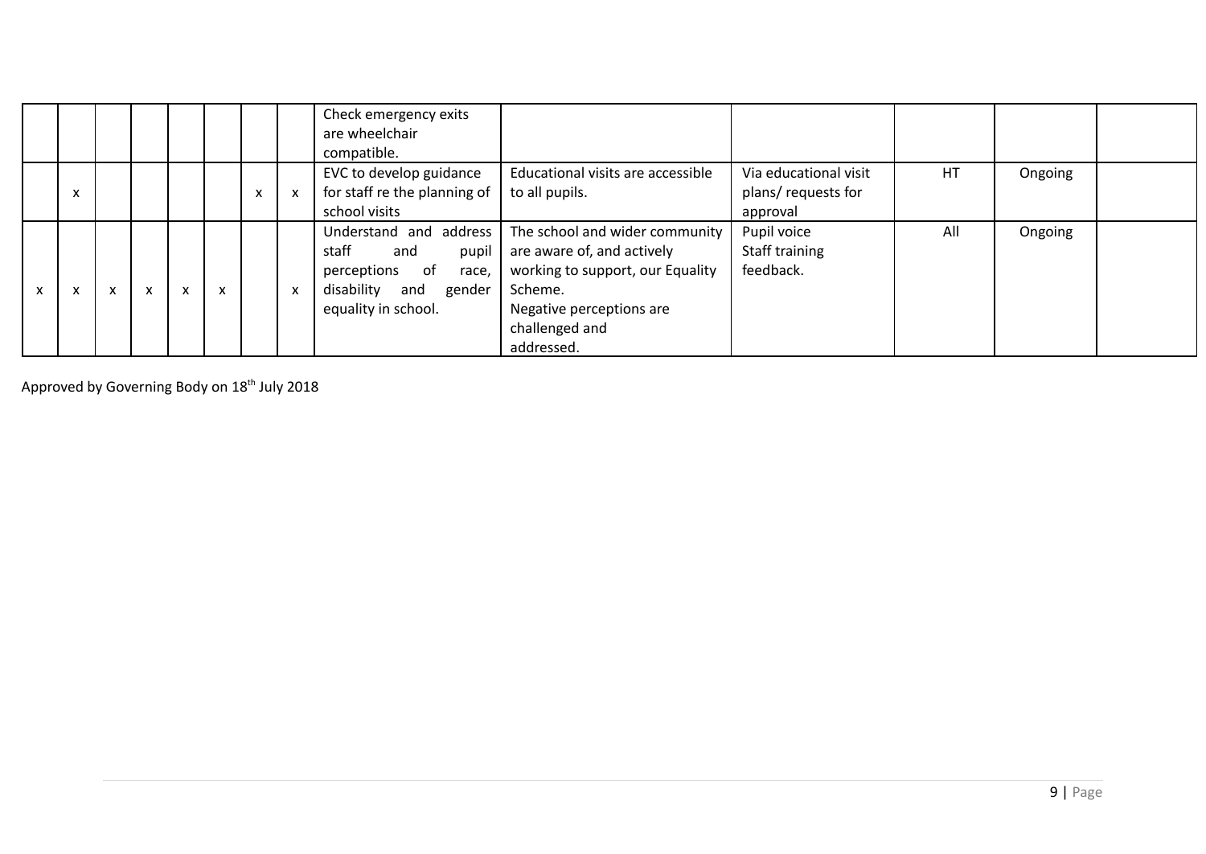| | | | | | | | | | | | | | |
|---|---|---|---|---|---|---|---|---|---|---|---|---|---|
| | | | | | | | | Check emergency exits are wheelchair compatible. | | | | | |
| | x | | | | | x | x | EVC to develop guidance for staff re the planning of school visits | Educational visits are accessible to all pupils. | Via educational visit plans/ requests for approval | HT | Ongoing | |
| x | x | x | x | x | x | | x | Understand and address staff and pupil perceptions of race, disability and gender equality in school. | The school and wider community are aware of, and actively working to support, our Equality Scheme.<br>Negative perceptions are challenged and addressed. | Pupil voice<br>Staff training feedback. | All | Ongoing | |

Approved by Governing Body on 18th July 2018